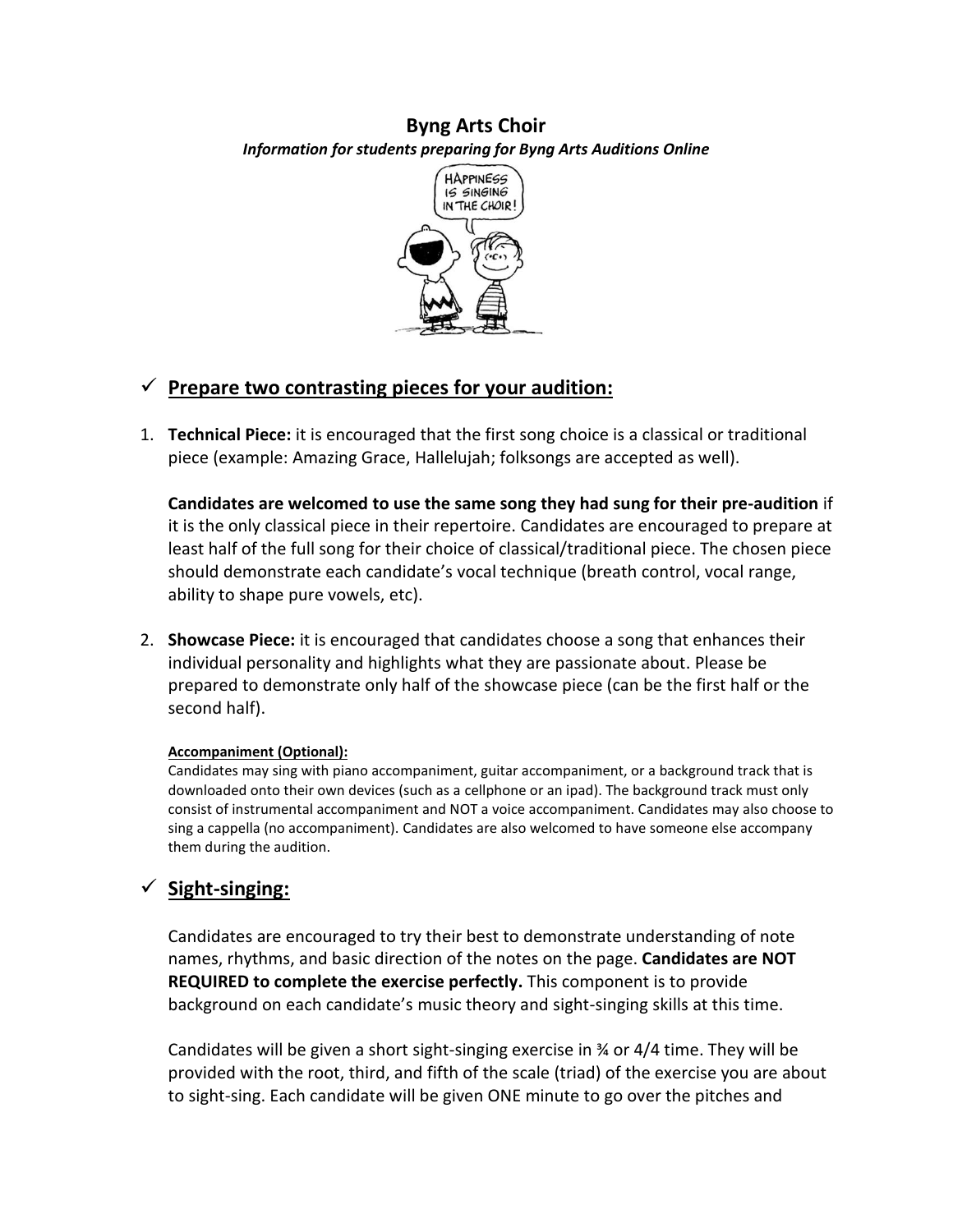# Byng Arts Choir

***Information for students preparing for Byng Arts Auditions Online***

## ✓ Prepare two contrasting pieces for your audition:

1. **Technical Piece:** it is encouraged that the first song choice is a classical or traditional piece (example: Amazing Grace, Hallelujah; folksongs are accepted as well).

   **Candidates are welcomed to use the same song they had sung for their pre-audition** if it is the only classical piece in their repertoire. Candidates are encouraged to prepare at least half of the full song for their choice of classical/traditional piece. The chosen piece should demonstrate each candidate's vocal technique (breath control, vocal range, ability to shape pure vowels, etc).

2. **Showcase Piece:** it is encouraged that candidates choose a song that enhances their individual personality and highlights what they are passionate about. Please be prepared to demonstrate only half of the showcase piece (can be the first half or the second half).

   **Accompaniment (Optional):**
   Candidates may sing with piano accompaniment, guitar accompaniment, or a background track that is downloaded onto their own devices (such as a cellphone or an ipad). The background track must only consist of instrumental accompaniment and NOT a voice accompaniment. Candidates may also choose to sing a cappella (no accompaniment). Candidates are also welcomed to have someone else accompany them during the audition.

## ✓ Sight-singing:

Candidates are encouraged to try their best to demonstrate understanding of note names, rhythms, and basic direction of the notes on the page. **Candidates are NOT REQUIRED to complete the exercise perfectly.** This component is to provide background on each candidate's music theory and sight-singing skills at this time.

Candidates will be given a short sight-singing exercise in ¾ or 4/4 time. They will be provided with the root, third, and fifth of the scale (triad) of the exercise you are about to sight-sing. Each candidate will be given ONE minute to go over the pitches and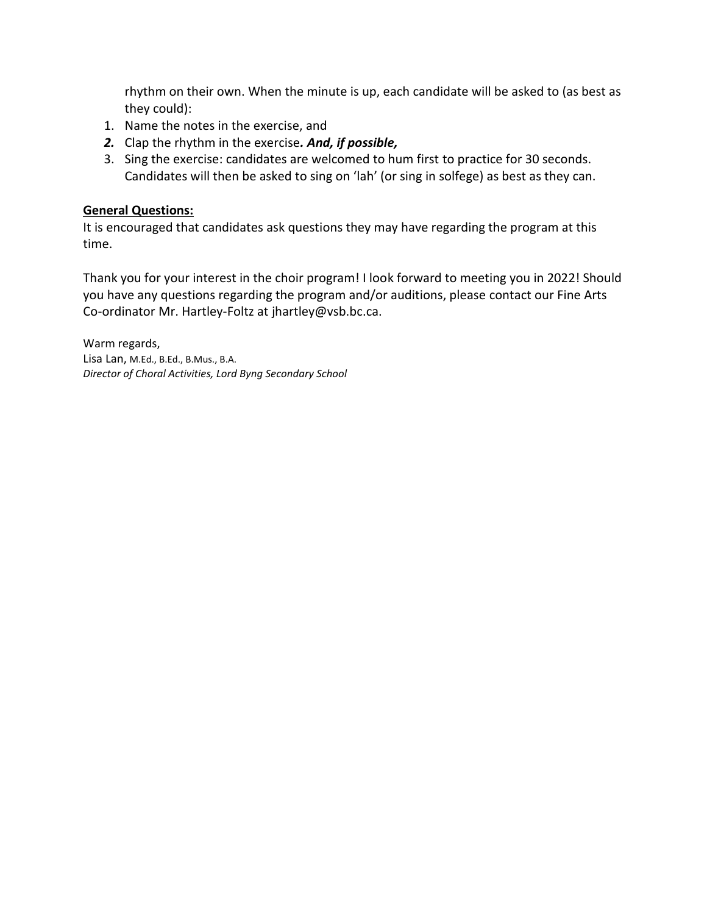rhythm on their own. When the minute is up, each candidate will be asked to (as best as they could):

1. Name the notes in the exercise, and
2. Clap the rhythm in the exercise***. And, if possible,***
3. Sing the exercise: candidates are welcomed to hum first to practice for 30 seconds. Candidates will then be asked to sing on 'lah' (or sing in solfege) as best as they can.

**General Questions:**

It is encouraged that candidates ask questions they may have regarding the program at this time.

Thank you for your interest in the choir program! I look forward to meeting you in 2022! Should you have any questions regarding the program and/or auditions, please contact our Fine Arts Co-ordinator Mr. Hartley-Foltz at jhartley@vsb.bc.ca.

Warm regards,
Lisa Lan, M.Ed., B.Ed., B.Mus., B.A.
*Director of Choral Activities, Lord Byng Secondary School*